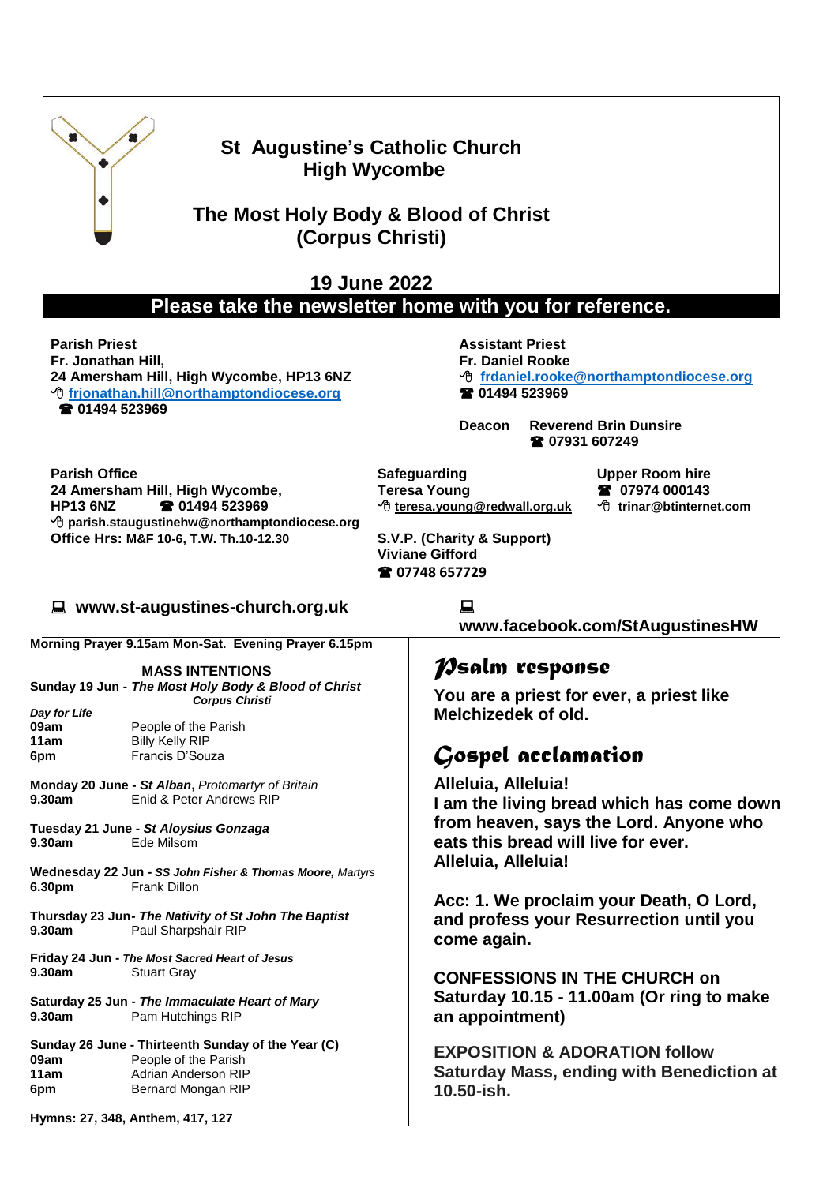# St Augustine's Catholic Church High Wycombe

## The Most Holy Body & Blood of Christ (Corpus Christi)

### 19 June 2022

**Please take the newsletter home with you for reference.**

**Parish Priest**
**Fr. Jonathan Hill,**
**24 Amersham Hill, High Wycombe, HP13 6NZ**
**frjonathan.hill@northamptondiocese.org**
**☎ 01494 523969**

**Assistant Priest**
**Fr. Daniel Rooke**
**frdaniel.rooke@northamptondiocese.org**
**☎ 01494 523969**

**Deacon Reverend Brin Dunsire**
**☎ 07931 607249**

**Parish Office**
**24 Amersham Hill, High Wycombe, HP13 6NZ ☎ 01494 523969**
**parish.staugustinehw@northamptondiocese.org**
**Office Hrs: M&F 10-6, T.W. Th.10-12.30**

**Safeguarding**
**Teresa Young**
**teresa.young@redwall.org.uk**

**Upper Room hire**
**☎ 07974 000143**
**trinar@btinternet.com**

**S.V.P. (Charity & Support)**
**Viviane Gifford**
**☎ 07748 657729**

**www.st-augustines-church.org.uk**

**www.facebook.com/StAugustinesHW**

**Morning Prayer 9.15am Mon-Sat. Evening Prayer 6.15pm**

**MASS INTENTIONS**

**Sunday 19 Jun - *The Most Holy Body & Blood of Christ Corpus Christi***
***Day for Life***

| | |
|---|---|
| **09am** | People of the Parish |
| **11am** | Billy Kelly RIP |
| **6pm** | Francis D'Souza |

**Monday 20 June - *St Alban*,** *Protomartyr of Britain*

| | |
|---|---|
| **9.30am** | Enid & Peter Andrews RIP |

**Tuesday 21 June - *St Aloysius Gonzaga***

| | |
|---|---|
| **9.30am** | Ede Milsom |

**Wednesday 22 Jun - *SS John Fisher & Thomas Moore,*** *Martyrs*

| | |
|---|---|
| **6.30pm** | Frank Dillon |

**Thursday 23 Jun- *The Nativity of St John The Baptist***

| | |
|---|---|
| **9.30am** | Paul Sharpshair RIP |

**Friday 24 Jun - *The Most Sacred Heart of Jesus***

| | |
|---|---|
| **9.30am** | Stuart Gray |

**Saturday 25 Jun - *The Immaculate Heart of Mary***

| | |
|---|---|
| **9.30am** | Pam Hutchings RIP |

**Sunday 26 June - Thirteenth Sunday of the Year (C)**

| | |
|---|---|
| **09am** | People of the Parish |
| **11am** | Adrian Anderson RIP |
| **6pm** | Bernard Mongan RIP |

**Hymns: 27, 348, Anthem, 417, 127**

## Psalm response

**You are a priest for ever, a priest like Melchizedek of old.**

## Gospel acclamation

**Alleluia, Alleluia!**
**I am the living bread which has come down from heaven, says the Lord. Anyone who eats this bread will live for ever.**
**Alleluia, Alleluia!**

**Acc: 1. We proclaim your Death, O Lord, and profess your Resurrection until you come again.**

**CONFESSIONS IN THE CHURCH on Saturday 10.15 - 11.00am (Or ring to make an appointment)**

**EXPOSITION & ADORATION follow Saturday Mass, ending with Benediction at 10.50-ish.**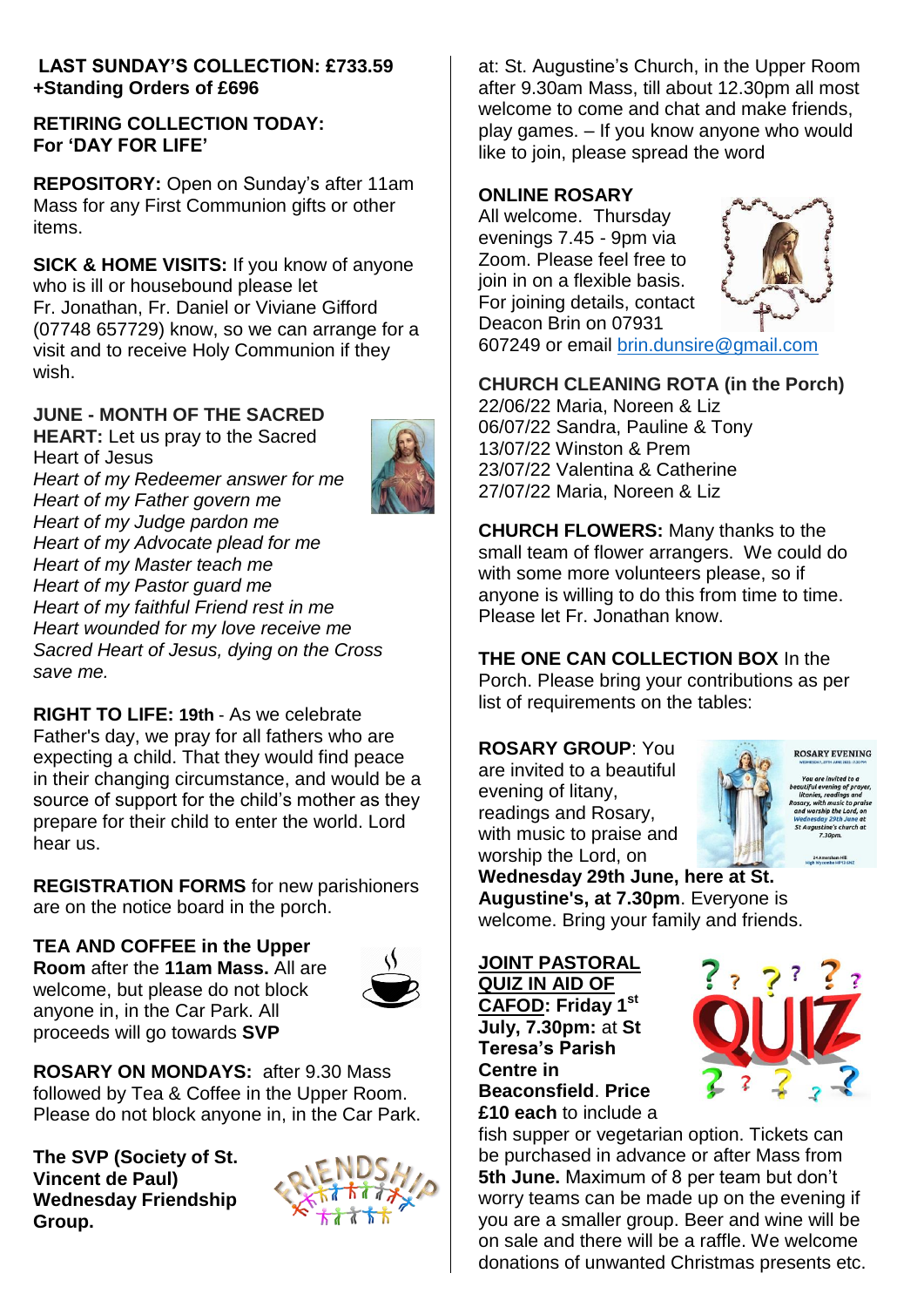**LAST SUNDAY'S COLLECTION: £733.59 +Standing Orders of £696**

**RETIRING COLLECTION TODAY: For 'DAY FOR LIFE'**

**REPOSITORY:** Open on Sunday's after 11am Mass for any First Communion gifts or other items.

**SICK & HOME VISITS:** If you know of anyone who is ill or housebound please let Fr. Jonathan, Fr. Daniel or Viviane Gifford (07748 657729) know, so we can arrange for a visit and to receive Holy Communion if they wish.

**JUNE - MONTH OF THE SACRED HEART:** Let us pray to the Sacred Heart of Jesus

*Heart of my Redeemer answer for me*
*Heart of my Father govern me*
*Heart of my Judge pardon me*
*Heart of my Advocate plead for me*
*Heart of my Master teach me*
*Heart of my Pastor guard me*
*Heart of my faithful Friend rest in me*
*Heart wounded for my love receive me*
*Sacred Heart of Jesus, dying on the Cross save me.*

**RIGHT TO LIFE: 19th** - As we celebrate Father's day, we pray for all fathers who are expecting a child. That they would find peace in their changing circumstance, and would be a source of support for the child's mother as they prepare for their child to enter the world. Lord hear us.

**REGISTRATION FORMS** for new parishioners are on the notice board in the porch.

**TEA AND COFFEE in the Upper Room** after the **11am Mass.** All are welcome, but please do not block anyone in, in the Car Park. All proceeds will go towards **SVP**

**ROSARY ON MONDAYS:** after 9.30 Mass followed by Tea & Coffee in the Upper Room. Please do not block anyone in, in the Car Park.

**The SVP (Society of St. Vincent de Paul) Wednesday Friendship Group.** at: St. Augustine's Church, in the Upper Room after 9.30am Mass, till about 12.30pm all most welcome to come and chat and make friends, play games. – If you know anyone who would like to join, please spread the word

**ONLINE ROSARY**
All welcome. Thursday evenings 7.45 - 9pm via Zoom. Please feel free to join in on a flexible basis. For joining details, contact Deacon Brin on 07931 607249 or email brin.dunsire@gmail.com

**CHURCH CLEANING ROTA (in the Porch)**
22/06/22 Maria, Noreen & Liz
06/07/22 Sandra, Pauline & Tony
13/07/22 Winston & Prem
23/07/22 Valentina & Catherine
27/07/22 Maria, Noreen & Liz

**CHURCH FLOWERS:** Many thanks to the small team of flower arrangers. We could do with some more volunteers please, so if anyone is willing to do this from time to time. Please let Fr. Jonathan know.

**THE ONE CAN COLLECTION BOX** In the Porch. Please bring your contributions as per list of requirements on the tables:

**ROSARY GROUP**: You are invited to a beautiful evening of litany, readings and Rosary, with music to praise and worship the Lord, on **Wednesday 29th June, here at St. Augustine's, at 7.30pm**. Everyone is welcome. Bring your family and friends.

**JOINT PASTORAL QUIZ IN AID OF CAFOD: Friday 1st July, 7.30pm:** at **St Teresa's Parish Centre in Beaconsfield**. **Price £10 each** to include a fish supper or vegetarian option. Tickets can be purchased in advance or after Mass from **5th June.** Maximum of 8 per team but don't worry teams can be made up on the evening if you are a smaller group. Beer and wine will be on sale and there will be a raffle. We welcome donations of unwanted Christmas presents etc.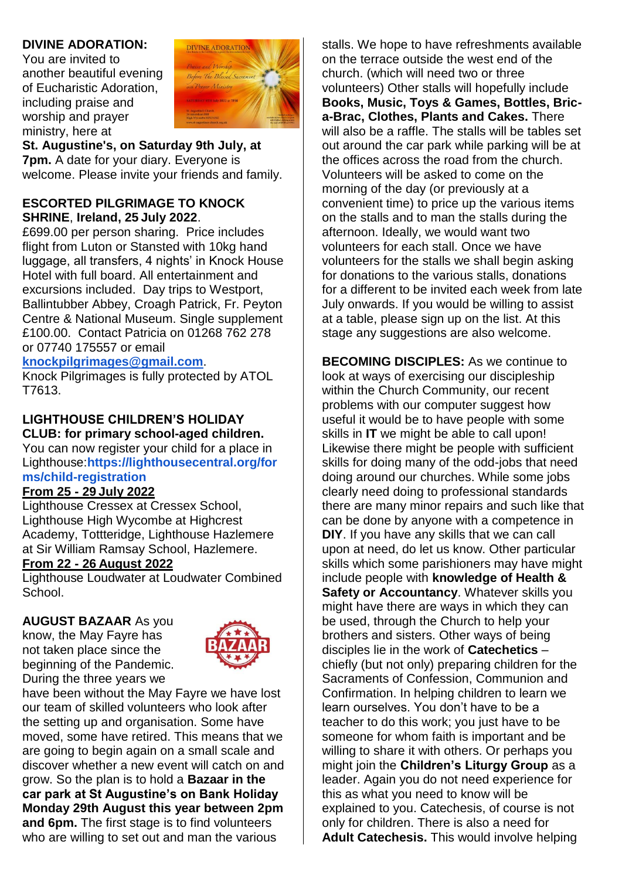**DIVINE ADORATION:** You are invited to another beautiful evening of Eucharistic Adoration, including praise and worship and prayer ministry, here at **St. Augustine's, on Saturday 9th July, at 7pm.** A date for your diary. Everyone is welcome. Please invite your friends and family.

**ESCORTED PILGRIMAGE TO KNOCK SHRINE**, **Ireland, 25 July 2022**.
£699.00 per person sharing. Price includes flight from Luton or Stansted with 10kg hand luggage, all transfers, 4 nights' in Knock House Hotel with full board. All entertainment and excursions included. Day trips to Westport, Ballintubber Abbey, Croagh Patrick, Fr. Peyton Centre & National Museum. Single supplement £100.00. Contact Patricia on 01268 762 278 or 07740 175557 or email **knockpilgrimages@gmail.com**.
Knock Pilgrimages is fully protected by ATOL T7613.

**LIGHTHOUSE CHILDREN'S HOLIDAY CLUB: for primary school-aged children.**
You can now register your child for a place in Lighthouse:**https://lighthousecentral.org/forms/child-registration**

**From 25 - 29 July 2022**
Lighthouse Cressex at Cressex School, Lighthouse High Wycombe at Highcrest Academy, Tottteridge, Lighthouse Hazlemere at Sir William Ramsay School, Hazlemere.

**From 22 - 26 August 2022**
Lighthouse Loudwater at Loudwater Combined School.

**AUGUST BAZAAR** As you know, the May Fayre has not taken place since the beginning of the Pandemic. During the three years we have been without the May Fayre we have lost our team of skilled volunteers who look after the setting up and organisation. Some have moved, some have retired. This means that we are going to begin again on a small scale and discover whether a new event will catch on and grow. So the plan is to hold a **Bazaar in the car park at St Augustine's on Bank Holiday Monday 29th August this year between 2pm and 6pm.** The first stage is to find volunteers who are willing to set out and man the various stalls. We hope to have refreshments available on the terrace outside the west end of the church. (which will need two or three volunteers) Other stalls will hopefully include **Books, Music, Toys & Games, Bottles, Bric-a-Brac, Clothes, Plants and Cakes.** There will also be a raffle. The stalls will be tables set out around the car park while parking will be at the offices across the road from the church. Volunteers will be asked to come on the morning of the day (or previously at a convenient time) to price up the various items on the stalls and to man the stalls during the afternoon. Ideally, we would want two volunteers for each stall. Once we have volunteers for the stalls we shall begin asking for donations to the various stalls, donations for a different to be invited each week from late July onwards. If you would be willing to assist at a table, please sign up on the list. At this stage any suggestions are also welcome.

**BECOMING DISCIPLES:** As we continue to look at ways of exercising our discipleship within the Church Community, our recent problems with our computer suggest how useful it would be to have people with some skills in **IT** we might be able to call upon! Likewise there might be people with sufficient skills for doing many of the odd-jobs that need doing around our churches. While some jobs clearly need doing to professional standards there are many minor repairs and such like that can be done by anyone with a competence in **DIY**. If you have any skills that we can call upon at need, do let us know. Other particular skills which some parishioners may have might include people with **knowledge of Health & Safety or Accountancy**. Whatever skills you might have there are ways in which they can be used, through the Church to help your brothers and sisters. Other ways of being disciples lie in the work of **Catechetics** – chiefly (but not only) preparing children for the Sacraments of Confession, Communion and Confirmation. In helping children to learn we learn ourselves. You don't have to be a teacher to do this work; you just have to be someone for whom faith is important and be willing to share it with others. Or perhaps you might join the **Children's Liturgy Group** as a leader. Again you do not need experience for this as what you need to know will be explained to you. Catechesis, of course is not only for children. There is also a need for **Adult Catechesis.** This would involve helping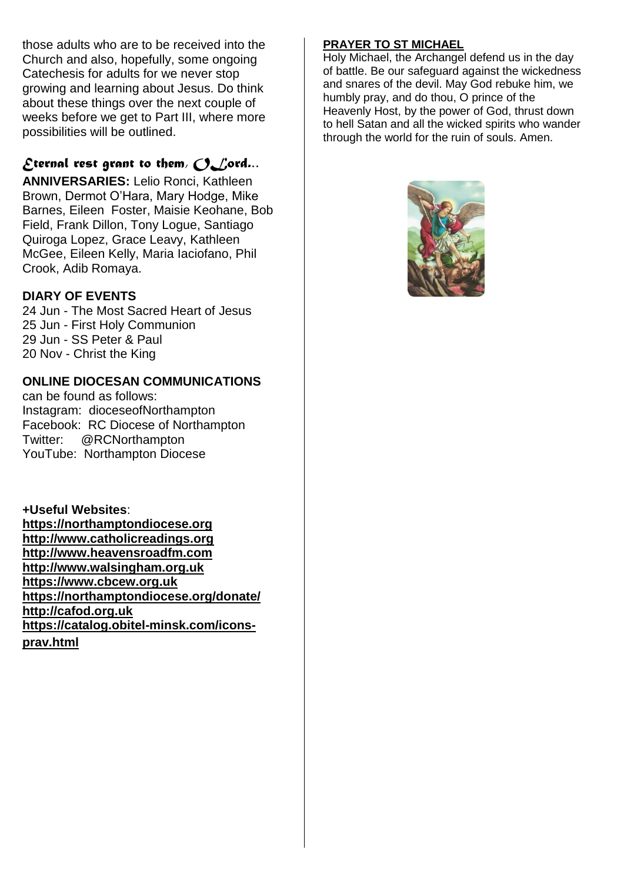those adults who are to be received into the Church and also, hopefully, some ongoing Catechesis for adults for we never stop growing and learning about Jesus. Do think about these things over the next couple of weeks before we get to Part III, where more possibilities will be outlined.

## *Eternal rest grant to them, O Lord...*

**ANNIVERSARIES:** Lelio Ronci, Kathleen Brown, Dermot O'Hara, Mary Hodge, Mike Barnes, Eileen Foster, Maisie Keohane, Bob Field, Frank Dillon, Tony Logue, Santiago Quiroga Lopez, Grace Leavy, Kathleen McGee, Eileen Kelly, Maria Iaciofano, Phil Crook, Adib Romaya.

### DIARY OF EVENTS

24 Jun - The Most Sacred Heart of Jesus
25 Jun - First Holy Communion
29 Jun - SS Peter & Paul
20 Nov - Christ the King

### ONLINE DIOCESAN COMMUNICATIONS

can be found as follows:
Instagram: dioceseofNorthampton
Facebook: RC Diocese of Northampton
Twitter: @RCNorthampton
YouTube: Northampton Diocese

**+Useful Websites**:
**https://northamptondiocese.org**
**http://www.catholicreadings.org**
**http://www.heavensroadfm.com**
**http://www.walsingham.org.uk**
**https://www.cbcew.org.uk**
**https://northamptondiocese.org/donate/**
**http://cafod.org.uk**
**https://catalog.obitel-minsk.com/icons-prav.html**

### PRAYER TO ST MICHAEL

Holy Michael, the Archangel defend us in the day of battle. Be our safeguard against the wickedness and snares of the devil. May God rebuke him, we humbly pray, and do thou, O prince of the Heavenly Host, by the power of God, thrust down to hell Satan and all the wicked spirits who wander through the world for the ruin of souls. Amen.